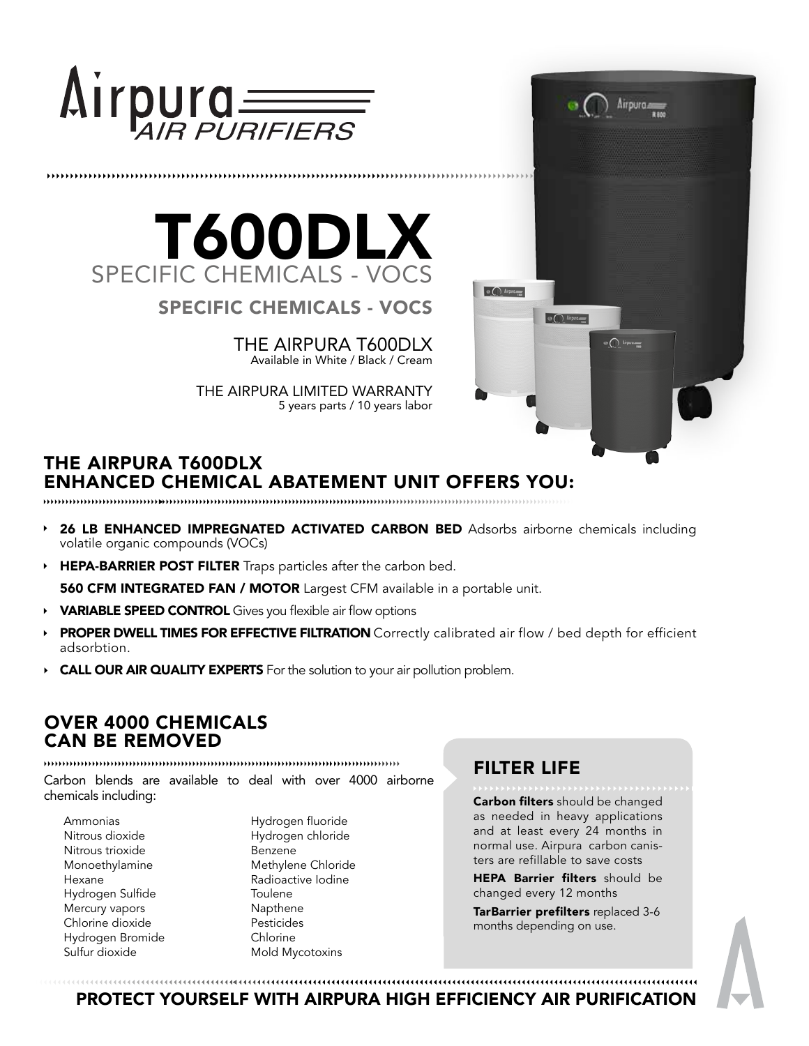# Airpura AIR PURIFIERS

# T600DLX

SPECIFIC CHEMICALS - VOCS

**SPECIFIC CHEMICALS - VOCS**

THE AIRPURA T600DLX
Available in White / Black / Cream

THE AIRPURA LIMITED WARRANTY
5 years parts / 10 years labor

## THE AIRPURA T600DLX ENHANCED CHEMICAL ABATEMENT UNIT OFFERS YOU:

- **26 LB ENHANCED IMPREGNATED ACTIVATED CARBON BED** Adsorbs airborne chemicals including volatile organic compounds (VOCs)
- **HEPA-BARRIER POST FILTER** Traps particles after the carbon bed.
  **560 CFM INTEGRATED FAN / MOTOR** Largest CFM available in a portable unit.
- **VARIABLE SPEED CONTROL** Gives you flexible air flow options
- **PROPER DWELL TIMES FOR EFFECTIVE FILTRATION** Correctly calibrated air flow / bed depth for efficient adsorbtion.
- **CALL OUR AIR QUALITY EXPERTS** For the solution to your air pollution problem.

## OVER 4000 CHEMICALS CAN BE REMOVED

Carbon blends are available to deal with over 4000 airborne chemicals including:

- Ammonias
- Nitrous dioxide
- Nitrous trioxide
- Monoethylamine
- Hexane
- Hydrogen Sulfide
- Mercury vapors
- Chlorine dioxide
- Hydrogen Bromide
- Sulfur dioxide
- Hydrogen fluoride
- Hydrogen chloride
- Benzene
- Methylene Chloride
- Radioactive Iodine
- Toulene
- Napthene
- Pesticides
- Chlorine
- Mold Mycotoxins

## FILTER LIFE

**Carbon filters** should be changed as needed in heavy applications and at least every 24 months in normal use. Airpura carbon canisters are refillable to save costs

**HEPA Barrier filters** should be changed every 12 months

**TarBarrier prefilters** replaced 3-6 months depending on use.

**PROTECT YOURSELF WITH AIRPURA HIGH EFFICIENCY AIR PURIFICATION**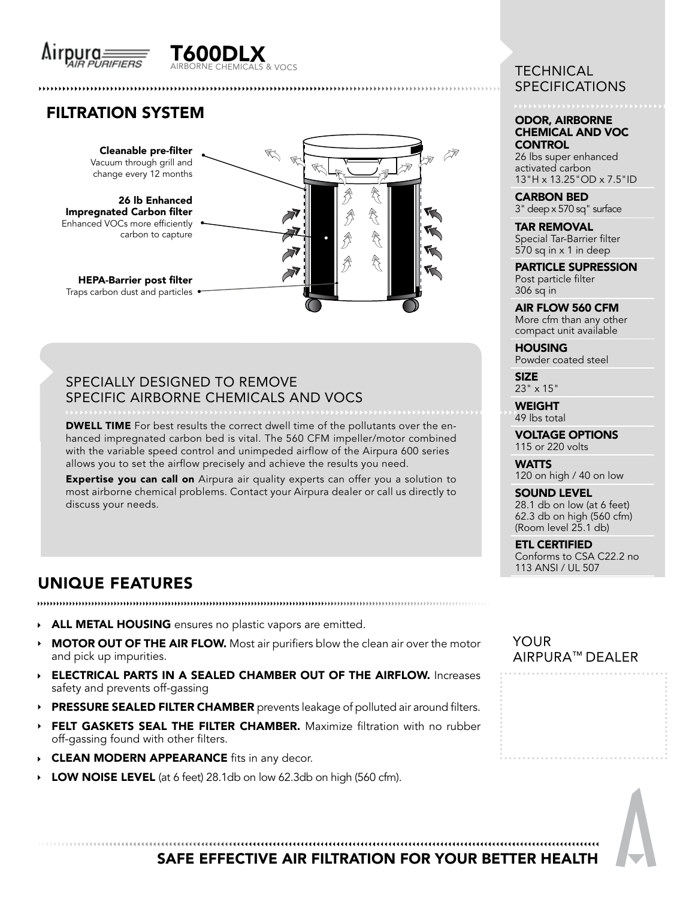# Airpura AIR PURIFIERS

# T600DLX

AIRBORNE CHEMICALS & VOCS

## FILTRATION SYSTEM

**Cleanable pre-filter**
Vacuum through grill and change every 12 months

**26 lb Enhanced Impregnated Carbon filter**
Enhanced VOCs more efficiently carbon to capture

**HEPA-Barrier post filter**
Traps carbon dust and particles

### SPECIALLY DESIGNED TO REMOVE SPECIFIC AIRBORNE CHEMICALS AND VOCS

**DWELL TIME** For best results the correct dwell time of the pollutants over the enhanced impregnated carbon bed is vital. The 560 CFM impeller/motor combined with the variable speed control and unimpeded airflow of the Airpura 600 series allows you to set the airflow precisely and achieve the results you need.

**Expertise you can call on** Airpura air quality experts can offer you a solution to most airborne chemical problems. Contact your Airpura dealer or call us directly to discuss your needs.

## UNIQUE FEATURES

- **ALL METAL HOUSING** ensures no plastic vapors are emitted.
- **MOTOR OUT OF THE AIR FLOW.** Most air purifiers blow the clean air over the motor and pick up impurities.
- **ELECTRICAL PARTS IN A SEALED CHAMBER OUT OF THE AIRFLOW.** Increases safety and prevents off-gassing
- **PRESSURE SEALED FILTER CHAMBER** prevents leakage of polluted air around filters.
- **FELT GASKETS SEAL THE FILTER CHAMBER.** Maximize filtration with no rubber off-gassing found with other filters.
- **CLEAN MODERN APPEARANCE** fits in any decor.
- **LOW NOISE LEVEL** (at 6 feet) 28.1db on low 62.3db on high (560 cfm).

## TECHNICAL SPECIFICATIONS

**ODOR, AIRBORNE CHEMICAL AND VOC CONTROL**
26 lbs super enhanced activated carbon
13"H x 13.25"OD x 7.5"ID

**CARBON BED**
3" deep x 570 sq" surface

**TAR REMOVAL**
Special Tar-Barrier filter
570 sq in x 1 in deep

**PARTICLE SUPRESSION**
Post particle filter
306 sq in

**AIR FLOW 560 CFM**
More cfm than any other compact unit available

**HOUSING**
Powder coated steel

**SIZE**
23" x 15"

**WEIGHT**
49 lbs total

**VOLTAGE OPTIONS**
115 or 220 volts

**WATTS**
120 on high / 40 on low

**SOUND LEVEL**
28.1 db on low (at 6 feet)
62.3 db on high (560 cfm)
(Room level 25.1 db)

**ETL CERTIFIED**
Conforms to CSA C22.2 no 113 ANSI / UL 507

YOUR AIRPURA™ DEALER

**SAFE EFFECTIVE AIR FILTRATION FOR YOUR BETTER HEALTH**